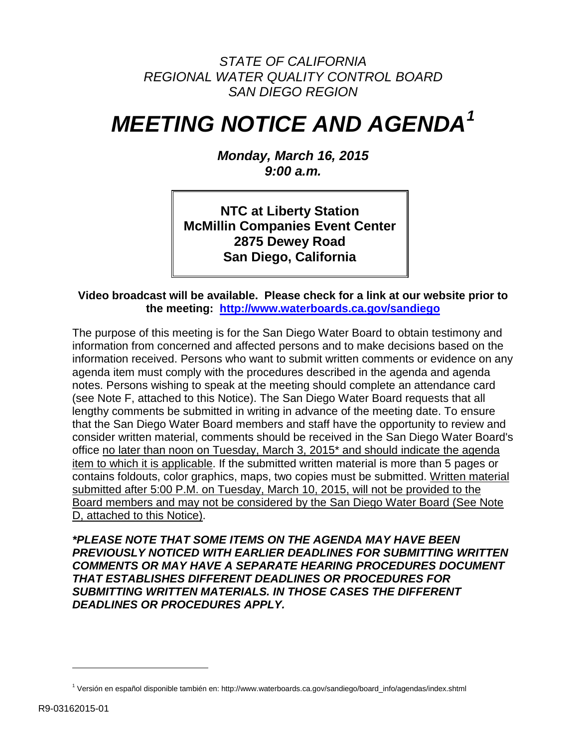*STATE OF CALIFORNIA*
*REGIONAL WATER QUALITY CONTROL BOARD*
*SAN DIEGO REGION*

# *MEETING NOTICE AND AGENDA*[1]

***Monday, March 16, 2015***
***9:00 a.m.***

**NTC at Liberty Station**
**McMillin Companies Event Center**
**2875 Dewey Road**
**San Diego, California**

**Video broadcast will be available. Please check for a link at our website prior to the meeting: [http://www.waterboards.ca.gov/sandiego](http://www.waterboards.ca.gov/sandiego)**

The purpose of this meeting is for the San Diego Water Board to obtain testimony and information from concerned and affected persons and to make decisions based on the information received. Persons who want to submit written comments or evidence on any agenda item must comply with the procedures described in the agenda and agenda notes. Persons wishing to speak at the meeting should complete an attendance card (see Note F, attached to this Notice). The San Diego Water Board requests that all lengthy comments be submitted in writing in advance of the meeting date. To ensure that the San Diego Water Board members and staff have the opportunity to review and consider written material, comments should be received in the San Diego Water Board's office no later than noon on Tuesday, March 3, 2015* and should indicate the agenda item to which it is applicable. If the submitted written material is more than 5 pages or contains foldouts, color graphics, maps, two copies must be submitted. Written material submitted after 5:00 P.M. on Tuesday, March 10, 2015, will not be provided to the Board members and may not be considered by the San Diego Water Board (See Note D, attached to this Notice).

***\*PLEASE NOTE THAT SOME ITEMS ON THE AGENDA MAY HAVE BEEN PREVIOUSLY NOTICED WITH EARLIER DEADLINES FOR SUBMITTING WRITTEN COMMENTS OR MAY HAVE A SEPARATE HEARING PROCEDURES DOCUMENT THAT ESTABLISHES DIFFERENT DEADLINES OR PROCEDURES FOR SUBMITTING WRITTEN MATERIALS. IN THOSE CASES THE DIFFERENT DEADLINES OR PROCEDURES APPLY.***

---

[1] Versión en español disponible también en: http://www.waterboards.ca.gov/sandiego/board_info/agendas/index.shtml

R9-03162015-01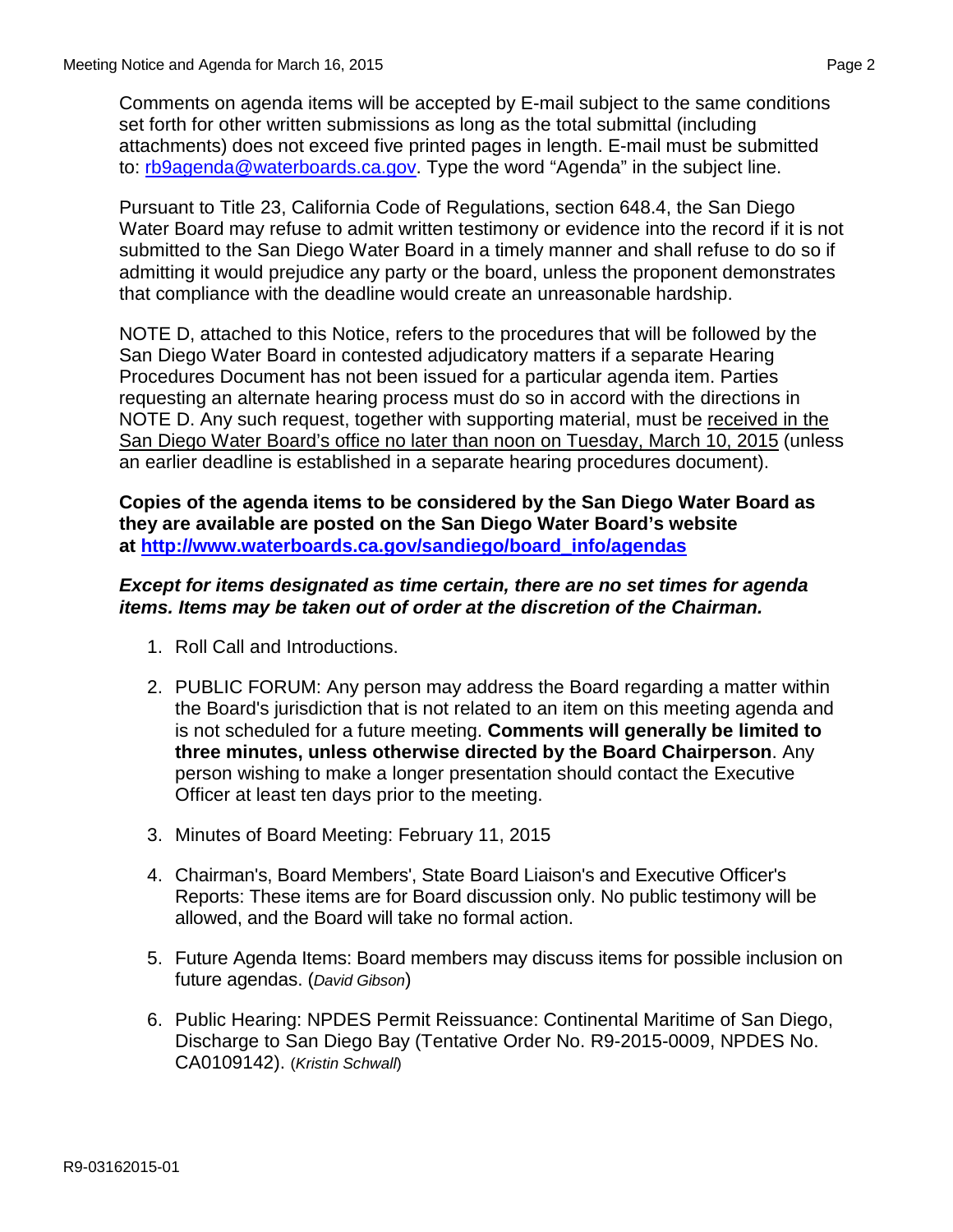Comments on agenda items will be accepted by E-mail subject to the same conditions set forth for other written submissions as long as the total submittal (including attachments) does not exceed five printed pages in length. E-mail must be submitted to: [rb9agenda@waterboards.ca.gov](mailto:rb9agenda@waterboards.ca.gov). Type the word "Agenda" in the subject line.

Pursuant to Title 23, California Code of Regulations, section 648.4, the San Diego Water Board may refuse to admit written testimony or evidence into the record if it is not submitted to the San Diego Water Board in a timely manner and shall refuse to do so if admitting it would prejudice any party or the board, unless the proponent demonstrates that compliance with the deadline would create an unreasonable hardship.

NOTE D, attached to this Notice, refers to the procedures that will be followed by the San Diego Water Board in contested adjudicatory matters if a separate Hearing Procedures Document has not been issued for a particular agenda item. Parties requesting an alternate hearing process must do so in accord with the directions in NOTE D. Any such request, together with supporting material, must be received in the San Diego Water Board's office no later than noon on Tuesday, March 10, 2015 (unless an earlier deadline is established in a separate hearing procedures document).

**Copies of the agenda items to be considered by the San Diego Water Board as they are available are posted on the San Diego Water Board's website at [http://www.waterboards.ca.gov/sandiego/board_info/agendas](http://www.waterboards.ca.gov/sandiego/board_info/agendas)**

***Except for items designated as time certain, there are no set times for agenda items. Items may be taken out of order at the discretion of the Chairman.***

1. Roll Call and Introductions.

2. PUBLIC FORUM: Any person may address the Board regarding a matter within the Board's jurisdiction that is not related to an item on this meeting agenda and is not scheduled for a future meeting. **Comments will generally be limited to three minutes, unless otherwise directed by the Board Chairperson**. Any person wishing to make a longer presentation should contact the Executive Officer at least ten days prior to the meeting.

3. Minutes of Board Meeting: February 11, 2015

4. Chairman's, Board Members', State Board Liaison's and Executive Officer's Reports: These items are for Board discussion only. No public testimony will be allowed, and the Board will take no formal action.

5. Future Agenda Items: Board members may discuss items for possible inclusion on future agendas. (*David Gibson*)

6. Public Hearing: NPDES Permit Reissuance: Continental Maritime of San Diego, Discharge to San Diego Bay (Tentative Order No. R9-2015-0009, NPDES No. CA0109142). (*Kristin Schwall*)

R9-03162015-01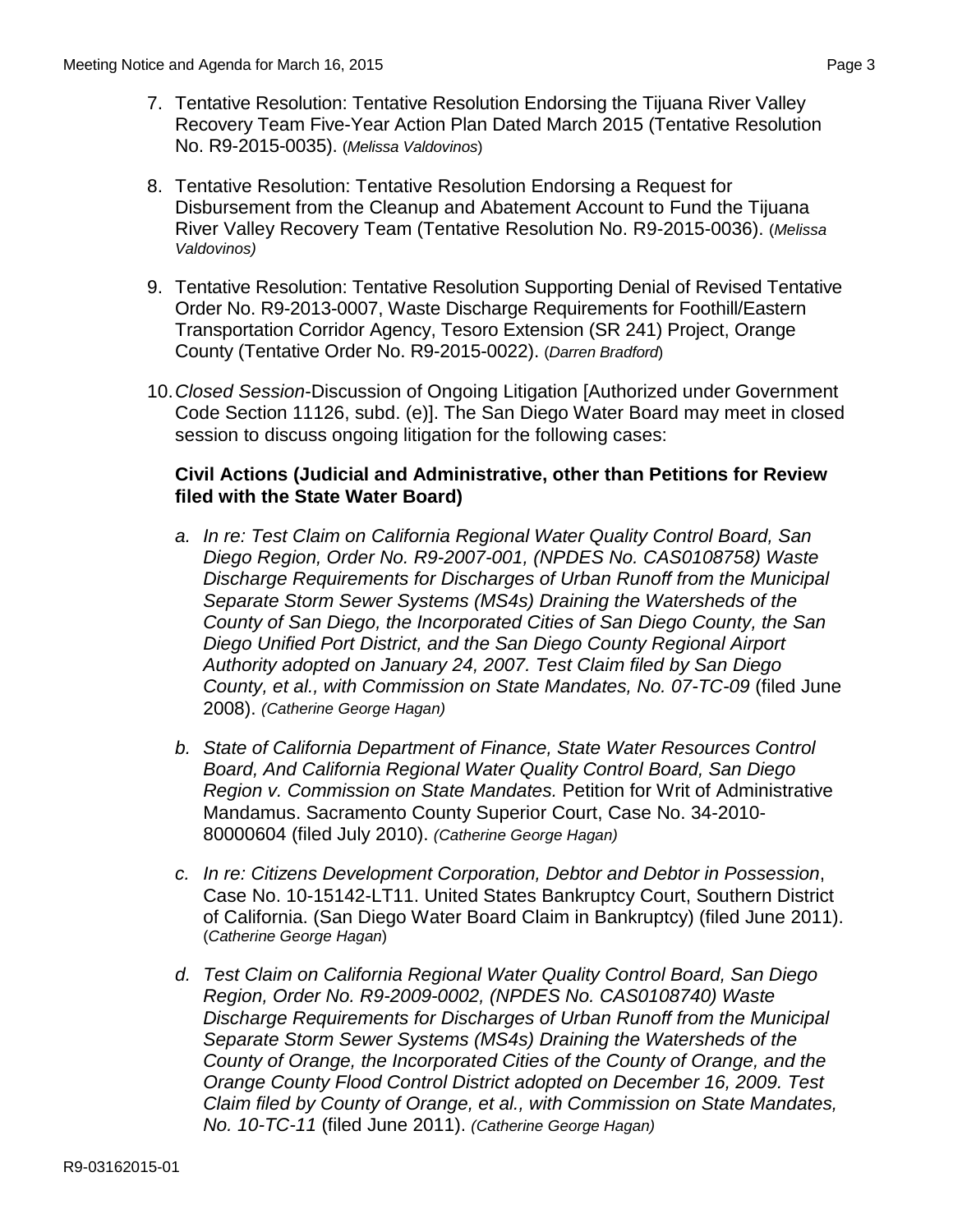7. Tentative Resolution: Tentative Resolution Endorsing the Tijuana River Valley Recovery Team Five-Year Action Plan Dated March 2015 (Tentative Resolution No. R9-2015-0035). (*Melissa Valdovinos*)

8. Tentative Resolution: Tentative Resolution Endorsing a Request for Disbursement from the Cleanup and Abatement Account to Fund the Tijuana River Valley Recovery Team (Tentative Resolution No. R9-2015-0036). (*Melissa Valdovinos)*

9. Tentative Resolution: Tentative Resolution Supporting Denial of Revised Tentative Order No. R9-2013-0007, Waste Discharge Requirements for Foothill/Eastern Transportation Corridor Agency, Tesoro Extension (SR 241) Project, Orange County (Tentative Order No. R9-2015-0022). (*Darren Bradford*)

10. *Closed Session*-Discussion of Ongoing Litigation [Authorized under Government Code Section 11126, subd. (e)]. The San Diego Water Board may meet in closed session to discuss ongoing litigation for the following cases:

    **Civil Actions (Judicial and Administrative, other than Petitions for Review filed with the State Water Board)**

    a. *In re: Test Claim on California Regional Water Quality Control Board, San Diego Region, Order No. R9-2007-001, (NPDES No. CAS0108758) Waste Discharge Requirements for Discharges of Urban Runoff from the Municipal Separate Storm Sewer Systems (MS4s) Draining the Watersheds of the County of San Diego, the Incorporated Cities of San Diego County, the San Diego Unified Port District, and the San Diego County Regional Airport Authority adopted on January 24, 2007. Test Claim filed by San Diego County, et al., with Commission on State Mandates, No. 07-TC-09* (filed June 2008). *(Catherine George Hagan)*

    b. *State of California Department of Finance, State Water Resources Control Board, And California Regional Water Quality Control Board, San Diego Region v. Commission on State Mandates.* Petition for Writ of Administrative Mandamus. Sacramento County Superior Court, Case No. 34-2010-80000604 (filed July 2010). *(Catherine George Hagan)*

    c. *In re: Citizens Development Corporation, Debtor and Debtor in Possession*, Case No. 10-15142-LT11. United States Bankruptcy Court, Southern District of California. (San Diego Water Board Claim in Bankruptcy) (filed June 2011). (*Catherine George Hagan*)

    d. *Test Claim on California Regional Water Quality Control Board, San Diego Region, Order No. R9-2009-0002, (NPDES No. CAS0108740) Waste Discharge Requirements for Discharges of Urban Runoff from the Municipal Separate Storm Sewer Systems (MS4s) Draining the Watersheds of the County of Orange, the Incorporated Cities of the County of Orange, and the Orange County Flood Control District adopted on December 16, 2009. Test Claim filed by County of Orange, et al., with Commission on State Mandates, No. 10-TC-11* (filed June 2011). *(Catherine George Hagan)*

R9-03162015-01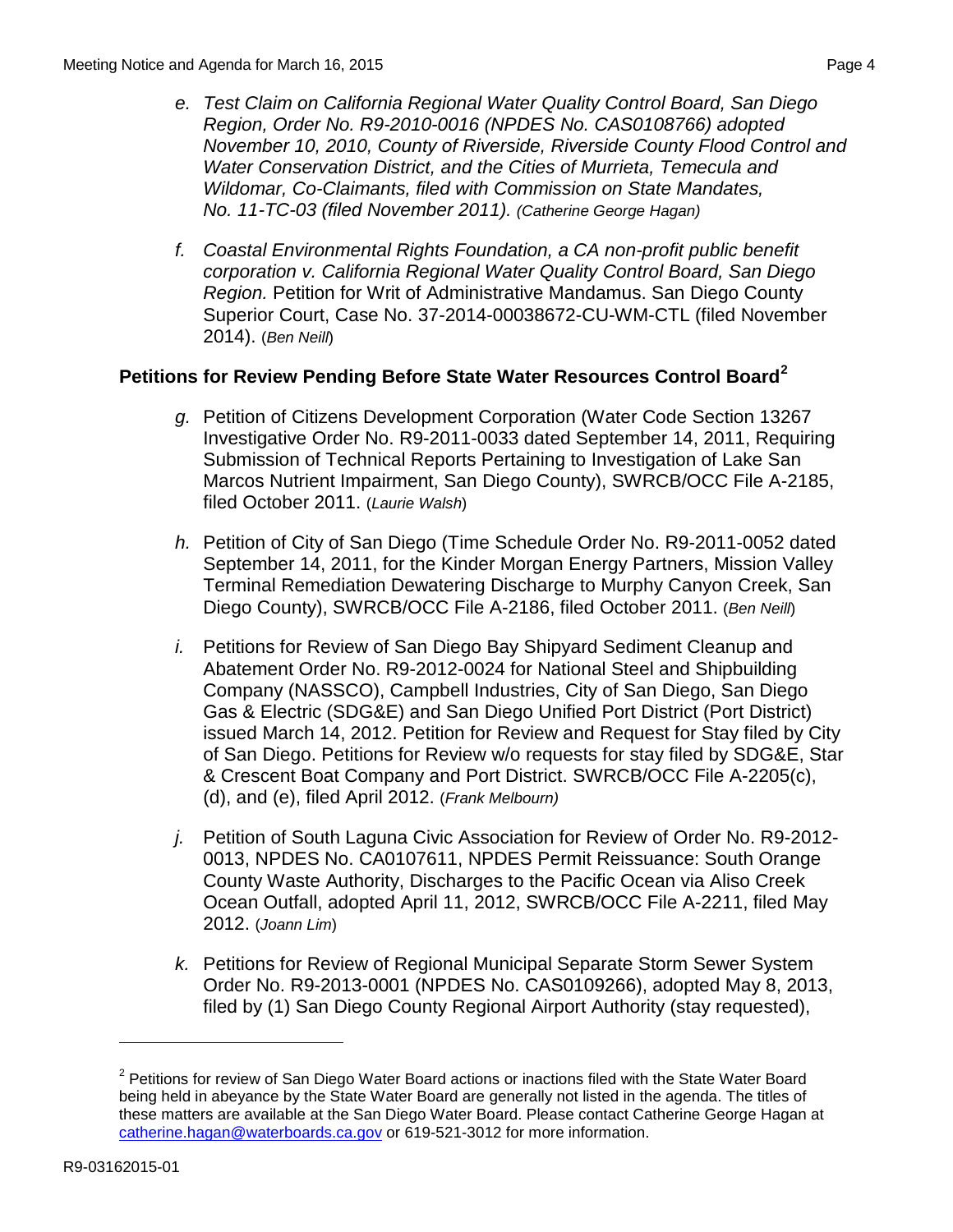e. *Test Claim on California Regional Water Quality Control Board, San Diego Region, Order No. R9-2010-0016 (NPDES No. CAS0108766) adopted November 10, 2010, County of Riverside, Riverside County Flood Control and Water Conservation District, and the Cities of Murrieta, Temecula and Wildomar, Co-Claimants, filed with Commission on State Mandates, No. 11-TC-03 (filed November 2011). (Catherine George Hagan)*

f. *Coastal Environmental Rights Foundation, a CA non-profit public benefit corporation v. California Regional Water Quality Control Board, San Diego Region.* Petition for Writ of Administrative Mandamus. San Diego County Superior Court, Case No. 37-2014-00038672-CU-WM-CTL (filed November 2014). (*Ben Neill*)

## Petitions for Review Pending Before State Water Resources Control Board[2]

g. Petition of Citizens Development Corporation (Water Code Section 13267 Investigative Order No. R9-2011-0033 dated September 14, 2011, Requiring Submission of Technical Reports Pertaining to Investigation of Lake San Marcos Nutrient Impairment, San Diego County), SWRCB/OCC File A-2185, filed October 2011. (*Laurie Walsh*)

h. Petition of City of San Diego (Time Schedule Order No. R9-2011-0052 dated September 14, 2011, for the Kinder Morgan Energy Partners, Mission Valley Terminal Remediation Dewatering Discharge to Murphy Canyon Creek, San Diego County), SWRCB/OCC File A-2186, filed October 2011. (*Ben Neill*)

i. Petitions for Review of San Diego Bay Shipyard Sediment Cleanup and Abatement Order No. R9-2012-0024 for National Steel and Shipbuilding Company (NASSCO), Campbell Industries, City of San Diego, San Diego Gas & Electric (SDG&E) and San Diego Unified Port District (Port District) issued March 14, 2012. Petition for Review and Request for Stay filed by City of San Diego. Petitions for Review w/o requests for stay filed by SDG&E, Star & Crescent Boat Company and Port District. SWRCB/OCC File A-2205(c), (d), and (e), filed April 2012. (*Frank Melbourn)*

j. Petition of South Laguna Civic Association for Review of Order No. R9-2012-0013, NPDES No. CA0107611, NPDES Permit Reissuance: South Orange County Waste Authority, Discharges to the Pacific Ocean via Aliso Creek Ocean Outfall, adopted April 11, 2012, SWRCB/OCC File A-2211, filed May 2012. (*Joann Lim*)

k. Petitions for Review of Regional Municipal Separate Storm Sewer System Order No. R9-2013-0001 (NPDES No. CAS0109266), adopted May 8, 2013, filed by (1) San Diego County Regional Airport Authority (stay requested),

---

[2] Petitions for review of San Diego Water Board actions or inactions filed with the State Water Board being held in abeyance by the State Water Board are generally not listed in the agenda. The titles of these matters are available at the San Diego Water Board. Please contact Catherine George Hagan at catherine.hagan@waterboards.ca.gov or 619-521-3012 for more information.

R9-03162015-01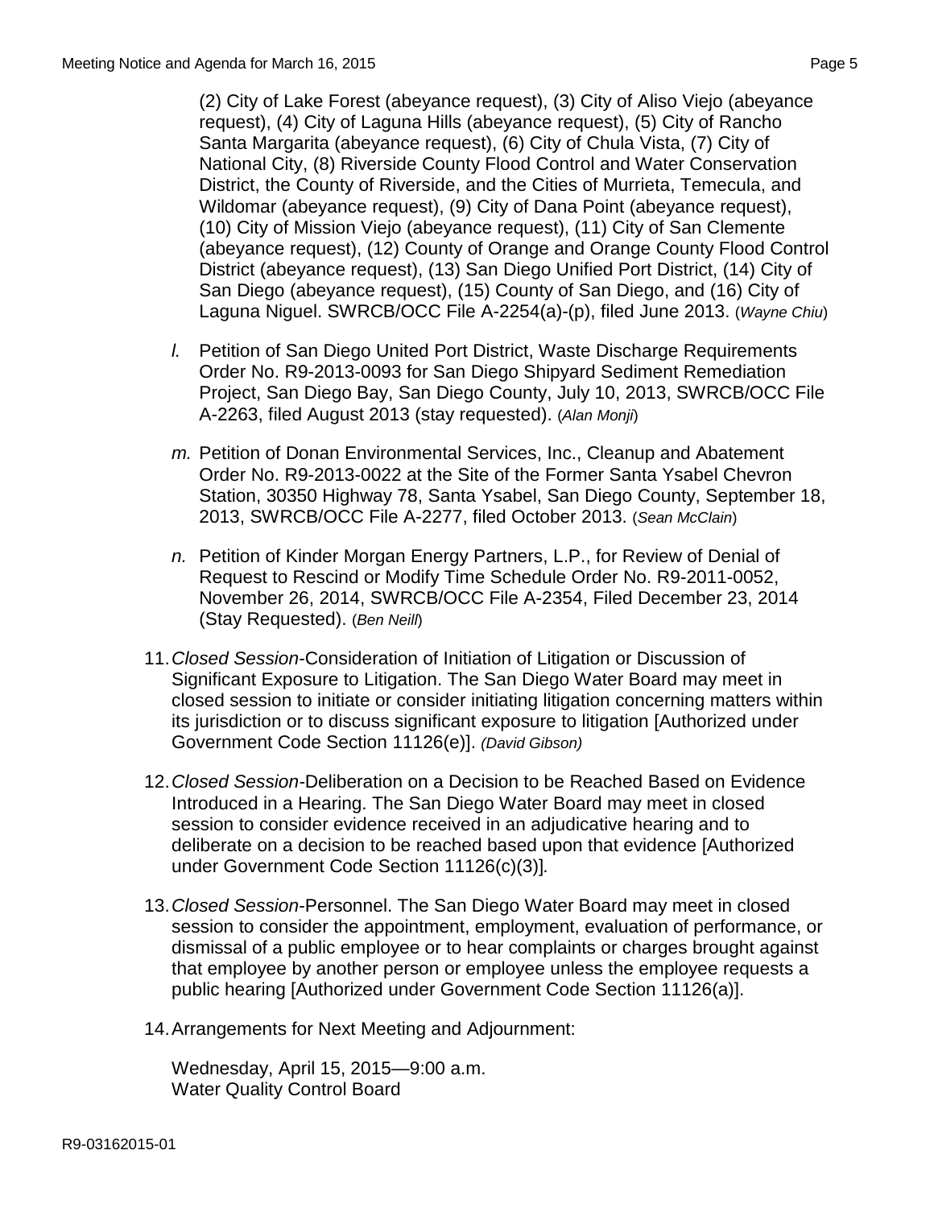(2) City of Lake Forest (abeyance request), (3) City of Aliso Viejo (abeyance request), (4) City of Laguna Hills (abeyance request), (5) City of Rancho Santa Margarita (abeyance request), (6) City of Chula Vista, (7) City of National City, (8) Riverside County Flood Control and Water Conservation District, the County of Riverside, and the Cities of Murrieta, Temecula, and Wildomar (abeyance request), (9) City of Dana Point (abeyance request), (10) City of Mission Viejo (abeyance request), (11) City of San Clemente (abeyance request), (12) County of Orange and Orange County Flood Control District (abeyance request), (13) San Diego Unified Port District, (14) City of San Diego (abeyance request), (15) County of San Diego, and (16) City of Laguna Niguel. SWRCB/OCC File A-2254(a)-(p), filed June 2013. (*Wayne Chiu*)

*l.* Petition of San Diego United Port District, Waste Discharge Requirements Order No. R9-2013-0093 for San Diego Shipyard Sediment Remediation Project, San Diego Bay, San Diego County, July 10, 2013, SWRCB/OCC File A-2263, filed August 2013 (stay requested). (*Alan Monji*)

*m.* Petition of Donan Environmental Services, Inc., Cleanup and Abatement Order No. R9-2013-0022 at the Site of the Former Santa Ysabel Chevron Station, 30350 Highway 78, Santa Ysabel, San Diego County, September 18, 2013, SWRCB/OCC File A-2277, filed October 2013. (*Sean McClain*)

*n.* Petition of Kinder Morgan Energy Partners, L.P., for Review of Denial of Request to Rescind or Modify Time Schedule Order No. R9-2011-0052, November 26, 2014, SWRCB/OCC File A-2354, Filed December 23, 2014 (Stay Requested). (*Ben Neill*)

11. *Closed Session*-Consideration of Initiation of Litigation or Discussion of Significant Exposure to Litigation. The San Diego Water Board may meet in closed session to initiate or consider initiating litigation concerning matters within its jurisdiction or to discuss significant exposure to litigation [Authorized under Government Code Section 11126(e)]. *(David Gibson)*

12. *Closed Session*-Deliberation on a Decision to be Reached Based on Evidence Introduced in a Hearing. The San Diego Water Board may meet in closed session to consider evidence received in an adjudicative hearing and to deliberate on a decision to be reached based upon that evidence [Authorized under Government Code Section 11126(c)(3)].

13. *Closed Session*-Personnel. The San Diego Water Board may meet in closed session to consider the appointment, employment, evaluation of performance, or dismissal of a public employee or to hear complaints or charges brought against that employee by another person or employee unless the employee requests a public hearing [Authorized under Government Code Section 11126(a)].

14. Arrangements for Next Meeting and Adjournment:

    Wednesday, April 15, 2015—9:00 a.m.
    Water Quality Control Board

R9-03162015-01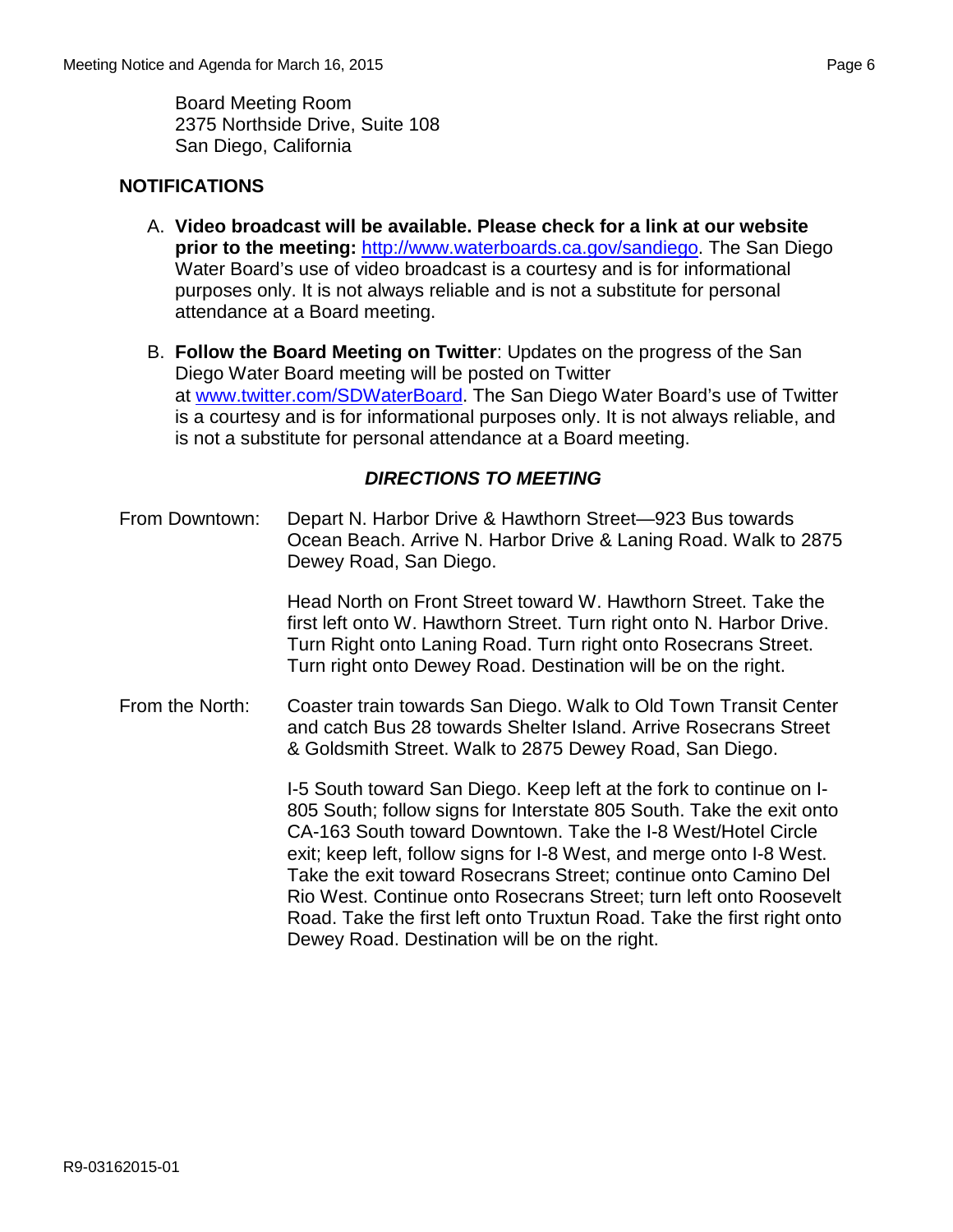Board Meeting Room
2375 Northside Drive, Suite 108
San Diego, California

## NOTIFICATIONS

A. **Video broadcast will be available. Please check for a link at our website prior to the meeting:** [http://www.waterboards.ca.gov/sandiego](http://www.waterboards.ca.gov/sandiego). The San Diego Water Board's use of video broadcast is a courtesy and is for informational purposes only. It is not always reliable and is not a substitute for personal attendance at a Board meeting.

B. **Follow the Board Meeting on Twitter**: Updates on the progress of the San Diego Water Board meeting will be posted on Twitter at [www.twitter.com/SDWaterBoard](http://www.twitter.com/SDWaterBoard). The San Diego Water Board's use of Twitter is a courtesy and is for informational purposes only. It is not always reliable, and is not a substitute for personal attendance at a Board meeting.

### *DIRECTIONS TO MEETING*

**From Downtown:**

Depart N. Harbor Drive & Hawthorn Street—923 Bus towards Ocean Beach. Arrive N. Harbor Drive & Laning Road. Walk to 2875 Dewey Road, San Diego.

Head North on Front Street toward W. Hawthorn Street. Take the first left onto W. Hawthorn Street. Turn right onto N. Harbor Drive. Turn Right onto Laning Road. Turn right onto Rosecrans Street. Turn right onto Dewey Road. Destination will be on the right.

**From the North:**

Coaster train towards San Diego. Walk to Old Town Transit Center and catch Bus 28 towards Shelter Island. Arrive Rosecrans Street & Goldsmith Street. Walk to 2875 Dewey Road, San Diego.

I-5 South toward San Diego. Keep left at the fork to continue on I-805 South; follow signs for Interstate 805 South. Take the exit onto CA-163 South toward Downtown. Take the I-8 West/Hotel Circle exit; keep left, follow signs for I-8 West, and merge onto I-8 West. Take the exit toward Rosecrans Street; continue onto Camino Del Rio West. Continue onto Rosecrans Street; turn left onto Roosevelt Road. Take the first left onto Truxtun Road. Take the first right onto Dewey Road. Destination will be on the right.

R9-03162015-01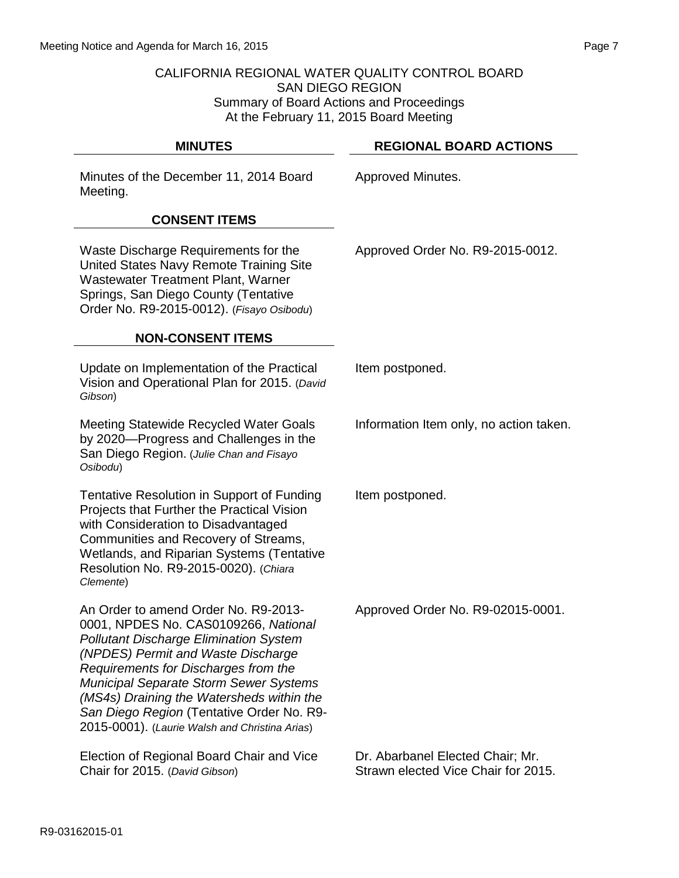CALIFORNIA REGIONAL WATER QUALITY CONTROL BOARD
SAN DIEGO REGION
Summary of Board Actions and Proceedings
At the February 11, 2015 Board Meeting

| MINUTES | REGIONAL BOARD ACTIONS |
| --- | --- |
| Minutes of the December 11, 2014 Board Meeting. | Approved Minutes. |
| **CONSENT ITEMS** | |
| Waste Discharge Requirements for the United States Navy Remote Training Site Wastewater Treatment Plant, Warner Springs, San Diego County (Tentative Order No. R9-2015-0012). (*Fisayo Osibodu*) | Approved Order No. R9-2015-0012. |
| **NON-CONSENT ITEMS** | |
| Update on Implementation of the Practical Vision and Operational Plan for 2015. (*David Gibson*) | Item postponed. |
| Meeting Statewide Recycled Water Goals by 2020—Progress and Challenges in the San Diego Region. (*Julie Chan and Fisayo Osibodu*) | Information Item only, no action taken. |
| Tentative Resolution in Support of Funding Projects that Further the Practical Vision with Consideration to Disadvantaged Communities and Recovery of Streams, Wetlands, and Riparian Systems (Tentative Resolution No. R9-2015-0020). (*Chiara Clemente*) | Item postponed. |
| An Order to amend Order No. R9-2013-0001, NPDES No. CAS0109266, *National Pollutant Discharge Elimination System (NPDES) Permit and Waste Discharge Requirements for Discharges from the Municipal Separate Storm Sewer Systems (MS4s) Draining the Watersheds within the San Diego Region* (Tentative Order No. R9-2015-0001). (*Laurie Walsh and Christina Arias*) | Approved Order No. R9-02015-0001. |
| Election of Regional Board Chair and Vice Chair for 2015. (*David Gibson*) | Dr. Abarbanel Elected Chair; Mr. Strawn elected Vice Chair for 2015. |

R9-03162015-01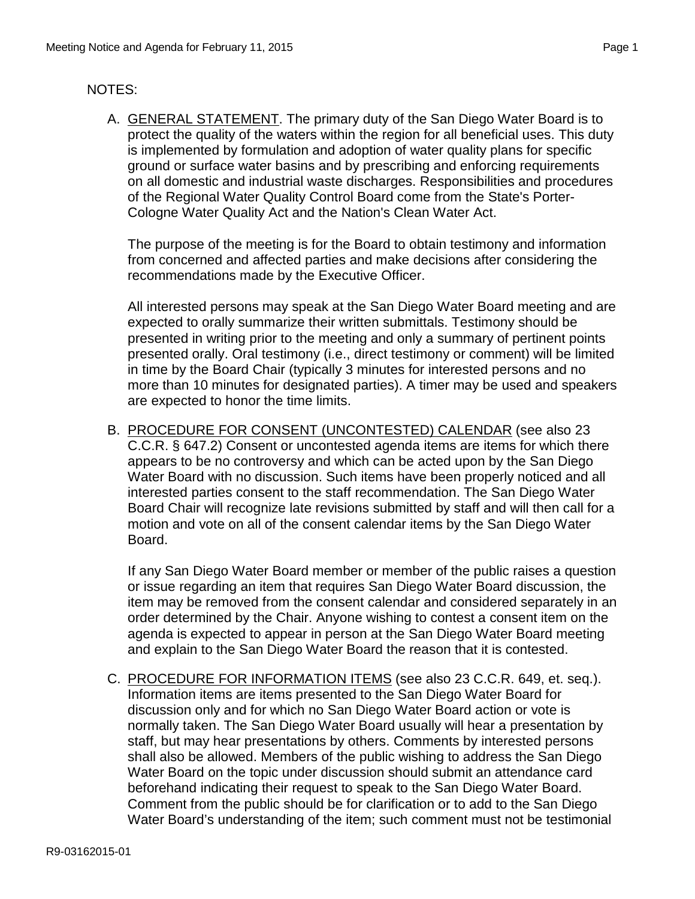NOTES:

A. GENERAL STATEMENT. The primary duty of the San Diego Water Board is to protect the quality of the waters within the region for all beneficial uses. This duty is implemented by formulation and adoption of water quality plans for specific ground or surface water basins and by prescribing and enforcing requirements on all domestic and industrial waste discharges. Responsibilities and procedures of the Regional Water Quality Control Board come from the State's Porter-Cologne Water Quality Act and the Nation's Clean Water Act.

   The purpose of the meeting is for the Board to obtain testimony and information from concerned and affected parties and make decisions after considering the recommendations made by the Executive Officer.

   All interested persons may speak at the San Diego Water Board meeting and are expected to orally summarize their written submittals. Testimony should be presented in writing prior to the meeting and only a summary of pertinent points presented orally. Oral testimony (i.e., direct testimony or comment) will be limited in time by the Board Chair (typically 3 minutes for interested persons and no more than 10 minutes for designated parties). A timer may be used and speakers are expected to honor the time limits.

B. PROCEDURE FOR CONSENT (UNCONTESTED) CALENDAR (see also 23 C.C.R. § 647.2) Consent or uncontested agenda items are items for which there appears to be no controversy and which can be acted upon by the San Diego Water Board with no discussion. Such items have been properly noticed and all interested parties consent to the staff recommendation. The San Diego Water Board Chair will recognize late revisions submitted by staff and will then call for a motion and vote on all of the consent calendar items by the San Diego Water Board.

   If any San Diego Water Board member or member of the public raises a question or issue regarding an item that requires San Diego Water Board discussion, the item may be removed from the consent calendar and considered separately in an order determined by the Chair. Anyone wishing to contest a consent item on the agenda is expected to appear in person at the San Diego Water Board meeting and explain to the San Diego Water Board the reason that it is contested.

C. PROCEDURE FOR INFORMATION ITEMS (see also 23 C.C.R. 649, et. seq.). Information items are items presented to the San Diego Water Board for discussion only and for which no San Diego Water Board action or vote is normally taken. The San Diego Water Board usually will hear a presentation by staff, but may hear presentations by others. Comments by interested persons shall also be allowed. Members of the public wishing to address the San Diego Water Board on the topic under discussion should submit an attendance card beforehand indicating their request to speak to the San Diego Water Board. Comment from the public should be for clarification or to add to the San Diego Water Board's understanding of the item; such comment must not be testimonial

R9-03162015-01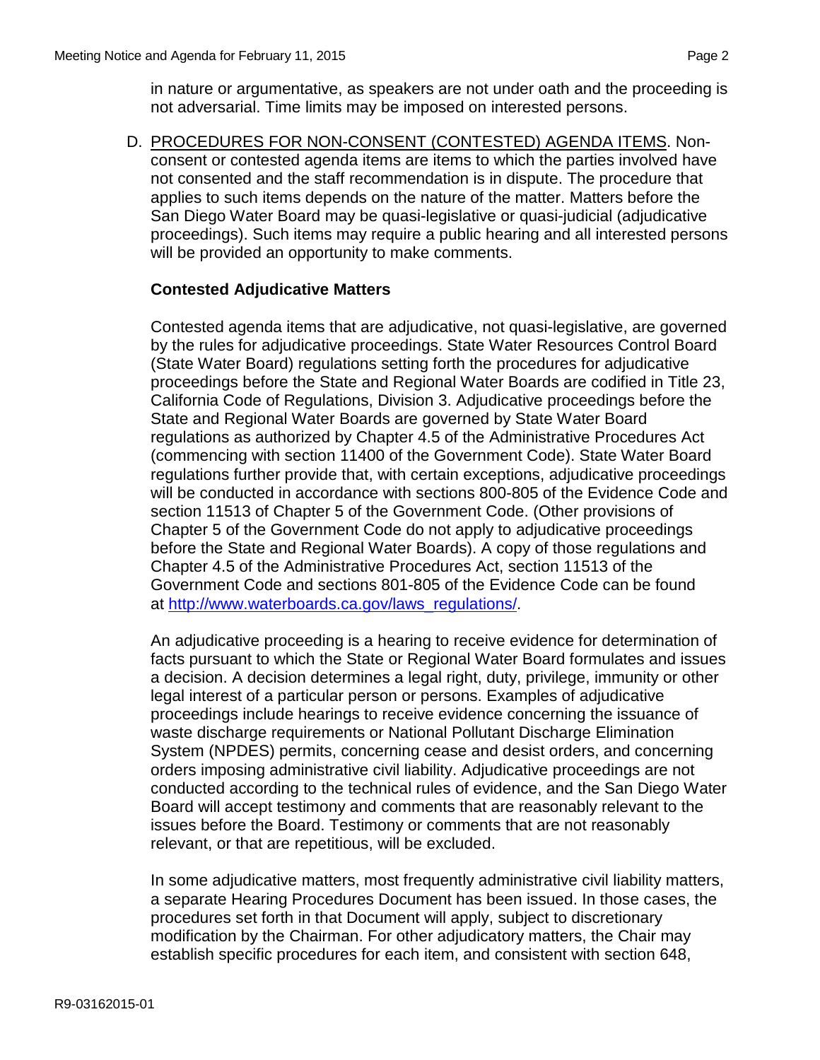in nature or argumentative, as speakers are not under oath and the proceeding is not adversarial. Time limits may be imposed on interested persons.

D. PROCEDURES FOR NON-CONSENT (CONTESTED) AGENDA ITEMS. Non-consent or contested agenda items are items to which the parties involved have not consented and the staff recommendation is in dispute. The procedure that applies to such items depends on the nature of the matter. Matters before the San Diego Water Board may be quasi-legislative or quasi-judicial (adjudicative proceedings). Such items may require a public hearing and all interested persons will be provided an opportunity to make comments.

**Contested Adjudicative Matters**

Contested agenda items that are adjudicative, not quasi-legislative, are governed by the rules for adjudicative proceedings. State Water Resources Control Board (State Water Board) regulations setting forth the procedures for adjudicative proceedings before the State and Regional Water Boards are codified in Title 23, California Code of Regulations, Division 3. Adjudicative proceedings before the State and Regional Water Boards are governed by State Water Board regulations as authorized by Chapter 4.5 of the Administrative Procedures Act (commencing with section 11400 of the Government Code). State Water Board regulations further provide that, with certain exceptions, adjudicative proceedings will be conducted in accordance with sections 800-805 of the Evidence Code and section 11513 of Chapter 5 of the Government Code. (Other provisions of Chapter 5 of the Government Code do not apply to adjudicative proceedings before the State and Regional Water Boards). A copy of those regulations and Chapter 4.5 of the Administrative Procedures Act, section 11513 of the Government Code and sections 801-805 of the Evidence Code can be found at http://www.waterboards.ca.gov/laws_regulations/.

An adjudicative proceeding is a hearing to receive evidence for determination of facts pursuant to which the State or Regional Water Board formulates and issues a decision. A decision determines a legal right, duty, privilege, immunity or other legal interest of a particular person or persons. Examples of adjudicative proceedings include hearings to receive evidence concerning the issuance of waste discharge requirements or National Pollutant Discharge Elimination System (NPDES) permits, concerning cease and desist orders, and concerning orders imposing administrative civil liability. Adjudicative proceedings are not conducted according to the technical rules of evidence, and the San Diego Water Board will accept testimony and comments that are reasonably relevant to the issues before the Board. Testimony or comments that are not reasonably relevant, or that are repetitious, will be excluded.

In some adjudicative matters, most frequently administrative civil liability matters, a separate Hearing Procedures Document has been issued. In those cases, the procedures set forth in that Document will apply, subject to discretionary modification by the Chairman. For other adjudicatory matters, the Chair may establish specific procedures for each item, and consistent with section 648,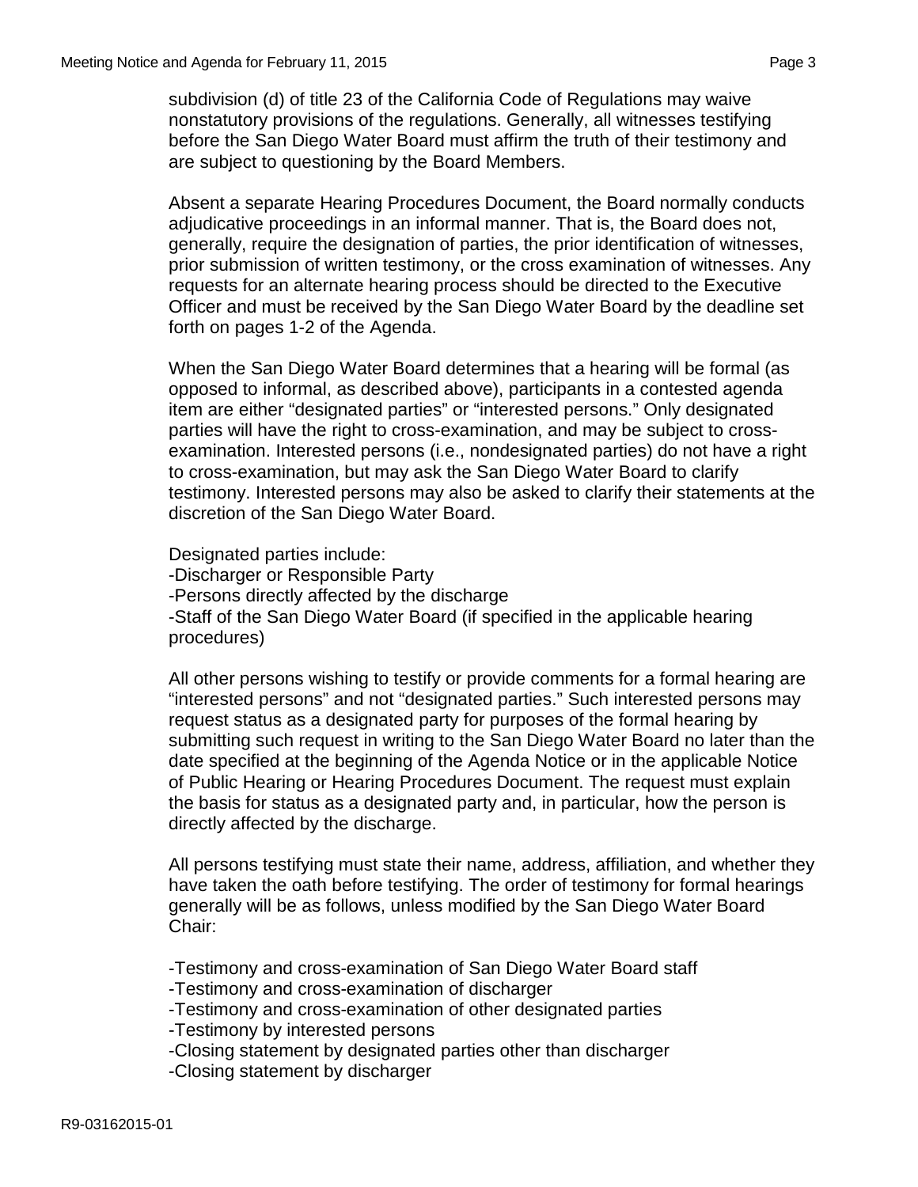subdivision (d) of title 23 of the California Code of Regulations may waive nonstatutory provisions of the regulations. Generally, all witnesses testifying before the San Diego Water Board must affirm the truth of their testimony and are subject to questioning by the Board Members.

Absent a separate Hearing Procedures Document, the Board normally conducts adjudicative proceedings in an informal manner. That is, the Board does not, generally, require the designation of parties, the prior identification of witnesses, prior submission of written testimony, or the cross examination of witnesses. Any requests for an alternate hearing process should be directed to the Executive Officer and must be received by the San Diego Water Board by the deadline set forth on pages 1-2 of the Agenda.

When the San Diego Water Board determines that a hearing will be formal (as opposed to informal, as described above), participants in a contested agenda item are either "designated parties" or "interested persons." Only designated parties will have the right to cross-examination, and may be subject to cross-examination. Interested persons (i.e., nondesignated parties) do not have a right to cross-examination, but may ask the San Diego Water Board to clarify testimony. Interested persons may also be asked to clarify their statements at the discretion of the San Diego Water Board.

Designated parties include:
-Discharger or Responsible Party
-Persons directly affected by the discharge
-Staff of the San Diego Water Board (if specified in the applicable hearing procedures)

All other persons wishing to testify or provide comments for a formal hearing are "interested persons" and not "designated parties." Such interested persons may request status as a designated party for purposes of the formal hearing by submitting such request in writing to the San Diego Water Board no later than the date specified at the beginning of the Agenda Notice or in the applicable Notice of Public Hearing or Hearing Procedures Document. The request must explain the basis for status as a designated party and, in particular, how the person is directly affected by the discharge.

All persons testifying must state their name, address, affiliation, and whether they have taken the oath before testifying. The order of testimony for formal hearings generally will be as follows, unless modified by the San Diego Water Board Chair:

-Testimony and cross-examination of San Diego Water Board staff
-Testimony and cross-examination of discharger
-Testimony and cross-examination of other designated parties
-Testimony by interested persons
-Closing statement by designated parties other than discharger
-Closing statement by discharger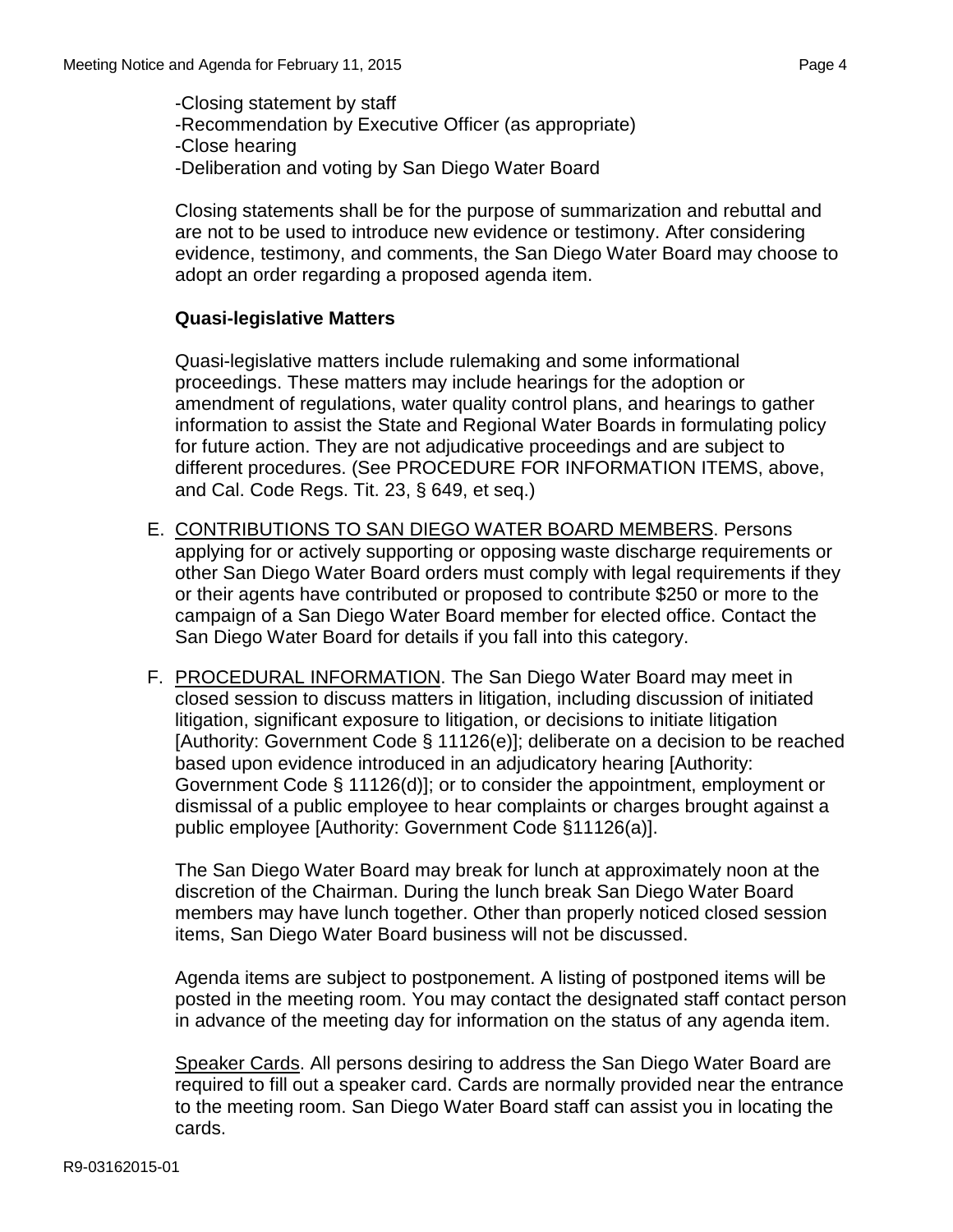-Closing statement by staff
-Recommendation by Executive Officer (as appropriate)
-Close hearing
-Deliberation and voting by San Diego Water Board

Closing statements shall be for the purpose of summarization and rebuttal and are not to be used to introduce new evidence or testimony. After considering evidence, testimony, and comments, the San Diego Water Board may choose to adopt an order regarding a proposed agenda item.

**Quasi-legislative Matters**

Quasi-legislative matters include rulemaking and some informational proceedings. These matters may include hearings for the adoption or amendment of regulations, water quality control plans, and hearings to gather information to assist the State and Regional Water Boards in formulating policy for future action. They are not adjudicative proceedings and are subject to different procedures. (See PROCEDURE FOR INFORMATION ITEMS, above, and Cal. Code Regs. Tit. 23, § 649, et seq.)

E. CONTRIBUTIONS TO SAN DIEGO WATER BOARD MEMBERS. Persons applying for or actively supporting or opposing waste discharge requirements or other San Diego Water Board orders must comply with legal requirements if they or their agents have contributed or proposed to contribute $250 or more to the campaign of a San Diego Water Board member for elected office. Contact the San Diego Water Board for details if you fall into this category.

F. PROCEDURAL INFORMATION. The San Diego Water Board may meet in closed session to discuss matters in litigation, including discussion of initiated litigation, significant exposure to litigation, or decisions to initiate litigation [Authority: Government Code § 11126(e)]; deliberate on a decision to be reached based upon evidence introduced in an adjudicatory hearing [Authority: Government Code § 11126(d)]; or to consider the appointment, employment or dismissal of a public employee to hear complaints or charges brought against a public employee [Authority: Government Code §11126(a)].

The San Diego Water Board may break for lunch at approximately noon at the discretion of the Chairman. During the lunch break San Diego Water Board members may have lunch together. Other than properly noticed closed session items, San Diego Water Board business will not be discussed.

Agenda items are subject to postponement. A listing of postponed items will be posted in the meeting room. You may contact the designated staff contact person in advance of the meeting day for information on the status of any agenda item.

Speaker Cards. All persons desiring to address the San Diego Water Board are required to fill out a speaker card. Cards are normally provided near the entrance to the meeting room. San Diego Water Board staff can assist you in locating the cards.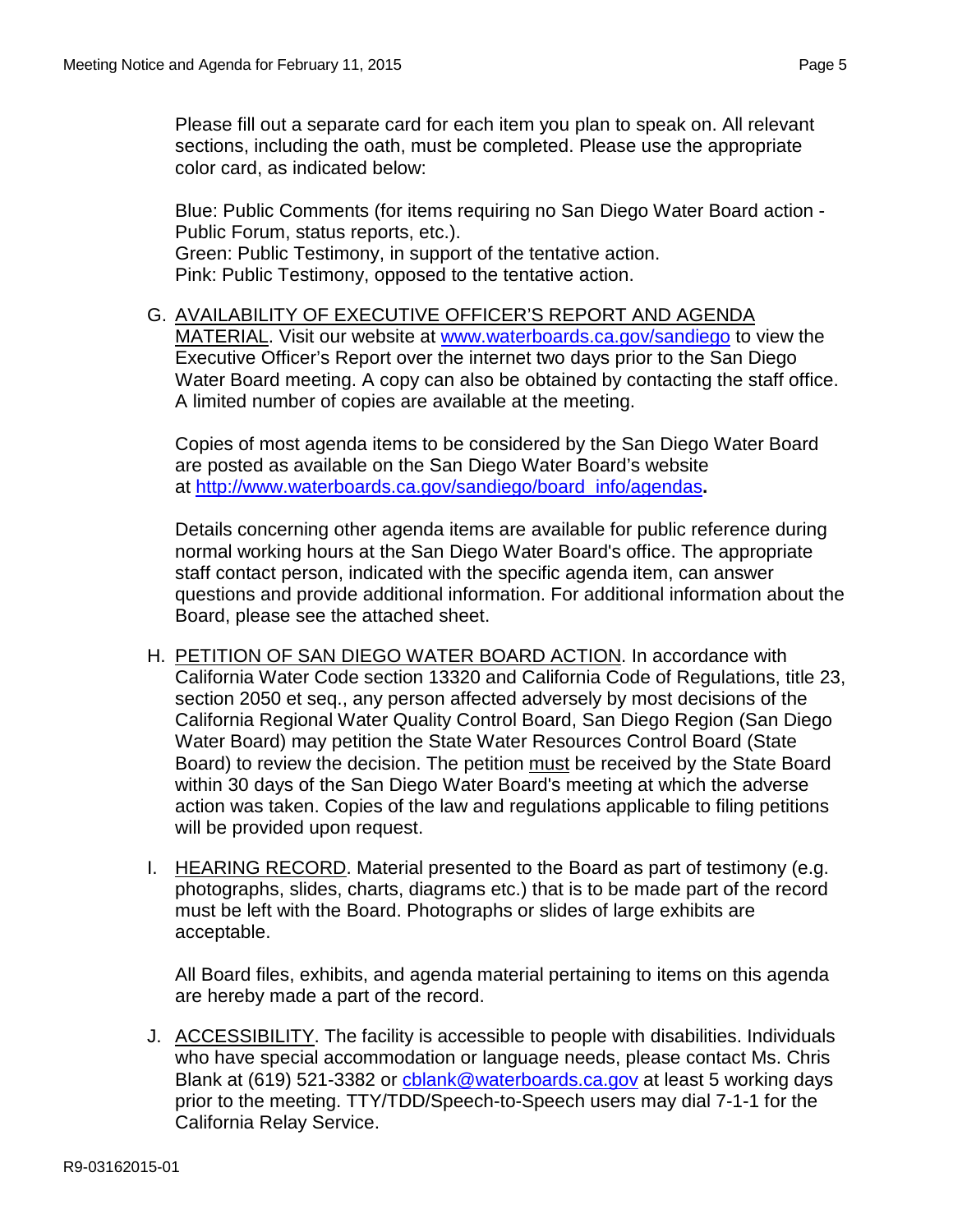Please fill out a separate card for each item you plan to speak on. All relevant sections, including the oath, must be completed. Please use the appropriate color card, as indicated below:

Blue: Public Comments (for items requiring no San Diego Water Board action - Public Forum, status reports, etc.).
Green: Public Testimony, in support of the tentative action.
Pink: Public Testimony, opposed to the tentative action.

G. AVAILABILITY OF EXECUTIVE OFFICER'S REPORT AND AGENDA MATERIAL. Visit our website at [www.waterboards.ca.gov/sandiego](http://www.waterboards.ca.gov/sandiego) to view the Executive Officer's Report over the internet two days prior to the San Diego Water Board meeting. A copy can also be obtained by contacting the staff office. A limited number of copies are available at the meeting.

   Copies of most agenda items to be considered by the San Diego Water Board are posted as available on the San Diego Water Board's website at [http://www.waterboards.ca.gov/sandiego/board_info/agendas](http://www.waterboards.ca.gov/sandiego/board_info/agendas).

   Details concerning other agenda items are available for public reference during normal working hours at the San Diego Water Board's office. The appropriate staff contact person, indicated with the specific agenda item, can answer questions and provide additional information. For additional information about the Board, please see the attached sheet.

H. PETITION OF SAN DIEGO WATER BOARD ACTION. In accordance with California Water Code section 13320 and California Code of Regulations, title 23, section 2050 et seq., any person affected adversely by most decisions of the California Regional Water Quality Control Board, San Diego Region (San Diego Water Board) may petition the State Water Resources Control Board (State Board) to review the decision. The petition must be received by the State Board within 30 days of the San Diego Water Board's meeting at which the adverse action was taken. Copies of the law and regulations applicable to filing petitions will be provided upon request.

I. HEARING RECORD. Material presented to the Board as part of testimony (e.g. photographs, slides, charts, diagrams etc.) that is to be made part of the record must be left with the Board. Photographs or slides of large exhibits are acceptable.

   All Board files, exhibits, and agenda material pertaining to items on this agenda are hereby made a part of the record.

J. ACCESSIBILITY. The facility is accessible to people with disabilities. Individuals who have special accommodation or language needs, please contact Ms. Chris Blank at (619) 521-3382 or [cblank@waterboards.ca.gov](mailto:cblank@waterboards.ca.gov) at least 5 working days prior to the meeting. TTY/TDD/Speech-to-Speech users may dial 7-1-1 for the California Relay Service.

R9-03162015-01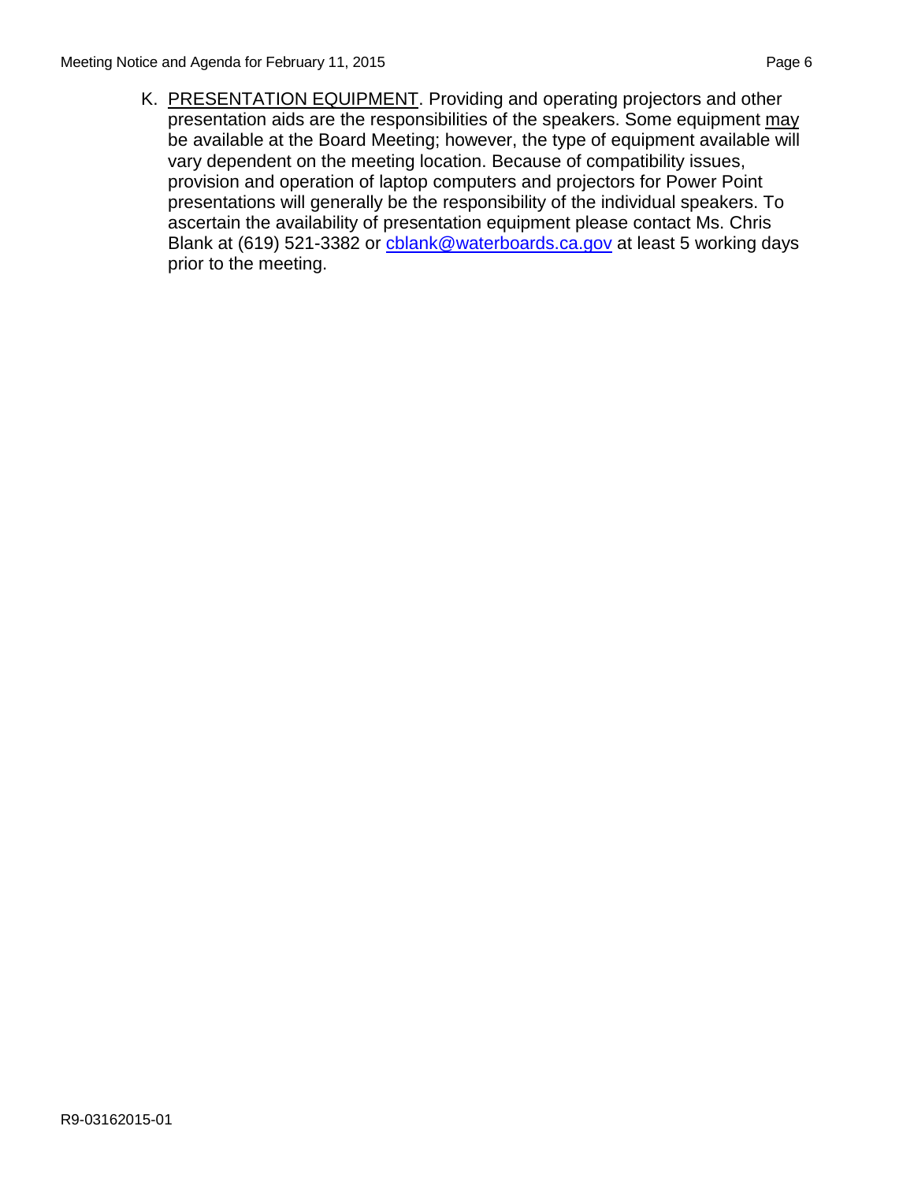K. PRESENTATION EQUIPMENT. Providing and operating projectors and other presentation aids are the responsibilities of the speakers. Some equipment may be available at the Board Meeting; however, the type of equipment available will vary dependent on the meeting location. Because of compatibility issues, provision and operation of laptop computers and projectors for Power Point presentations will generally be the responsibility of the individual speakers. To ascertain the availability of presentation equipment please contact Ms. Chris Blank at (619) 521-3382 or cblank@waterboards.ca.gov at least 5 working days prior to the meeting.